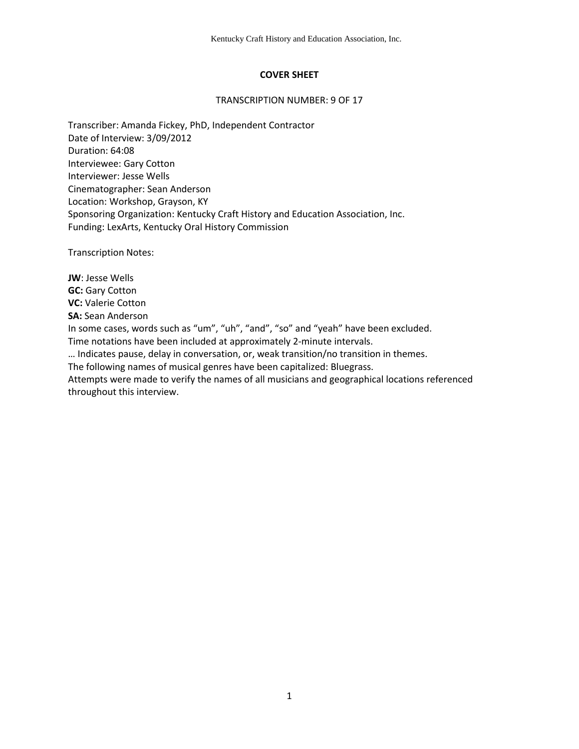## COVER SHEET

TRANSCRIPTION NUMBER: 9 OF 17

Transcriber: Amanda Fickey, PhD, Independent Contractor
Date of Interview: 3/09/2012
Duration: 64:08
Interviewee: Gary Cotton
Interviewer: Jesse Wells
Cinematographer: Sean Anderson
Location: Workshop, Grayson, KY
Sponsoring Organization: Kentucky Craft History and Education Association, Inc.
Funding: LexArts, Kentucky Oral History Commission

Transcription Notes:

**JW**: Jesse Wells
**GC:** Gary Cotton
**VC:** Valerie Cotton
**SA:** Sean Anderson
In some cases, words such as "um", "uh", "and", "so" and "yeah" have been excluded.
Time notations have been included at approximately 2-minute intervals.
… Indicates pause, delay in conversation, or, weak transition/no transition in themes.
The following names of musical genres have been capitalized: Bluegrass.
Attempts were made to verify the names of all musicians and geographical locations referenced throughout this interview.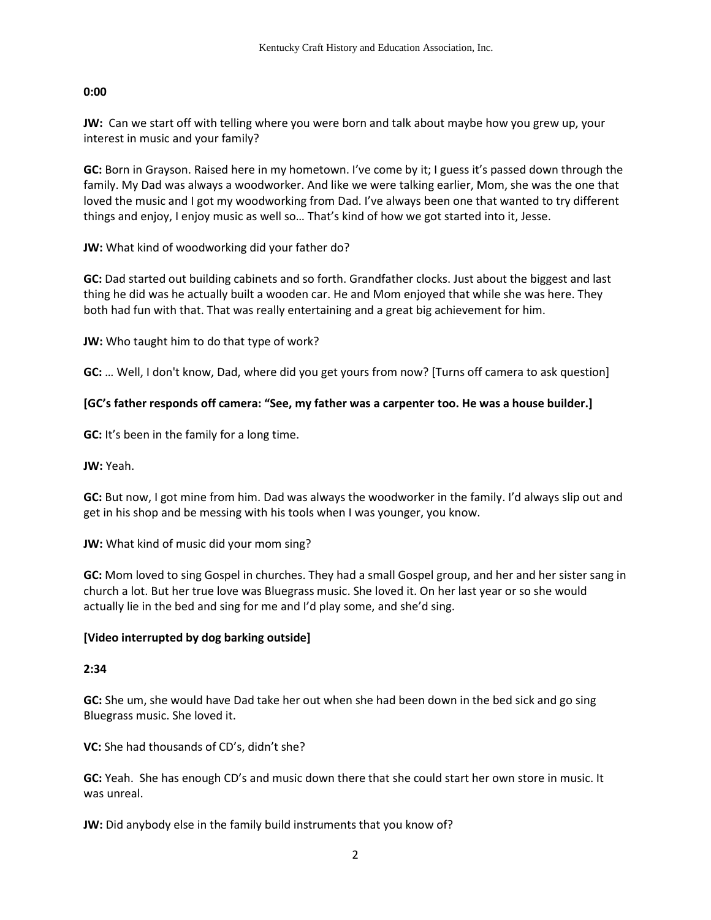**0:00**

**JW:** Can we start off with telling where you were born and talk about maybe how you grew up, your interest in music and your family?

**GC:** Born in Grayson. Raised here in my hometown. I've come by it; I guess it's passed down through the family. My Dad was always a woodworker. And like we were talking earlier, Mom, she was the one that loved the music and I got my woodworking from Dad. I've always been one that wanted to try different things and enjoy, I enjoy music as well so… That's kind of how we got started into it, Jesse.

**JW:** What kind of woodworking did your father do?

**GC:** Dad started out building cabinets and so forth. Grandfather clocks. Just about the biggest and last thing he did was he actually built a wooden car. He and Mom enjoyed that while she was here. They both had fun with that. That was really entertaining and a great big achievement for him.

**JW:** Who taught him to do that type of work?

**GC:** … Well, I don't know, Dad, where did you get yours from now? [Turns off camera to ask question]

**[GC's father responds off camera: "See, my father was a carpenter too. He was a house builder.]**

**GC:** It's been in the family for a long time.

**JW:** Yeah.

**GC:** But now, I got mine from him. Dad was always the woodworker in the family. I'd always slip out and get in his shop and be messing with his tools when I was younger, you know.

**JW:** What kind of music did your mom sing?

**GC:** Mom loved to sing Gospel in churches. They had a small Gospel group, and her and her sister sang in church a lot. But her true love was Bluegrass music. She loved it. On her last year or so she would actually lie in the bed and sing for me and I'd play some, and she'd sing.

**[Video interrupted by dog barking outside]**

**2:34**

**GC:** She um, she would have Dad take her out when she had been down in the bed sick and go sing Bluegrass music. She loved it.

**VC:** She had thousands of CD's, didn't she?

**GC:** Yeah. She has enough CD's and music down there that she could start her own store in music. It was unreal.

**JW:** Did anybody else in the family build instruments that you know of?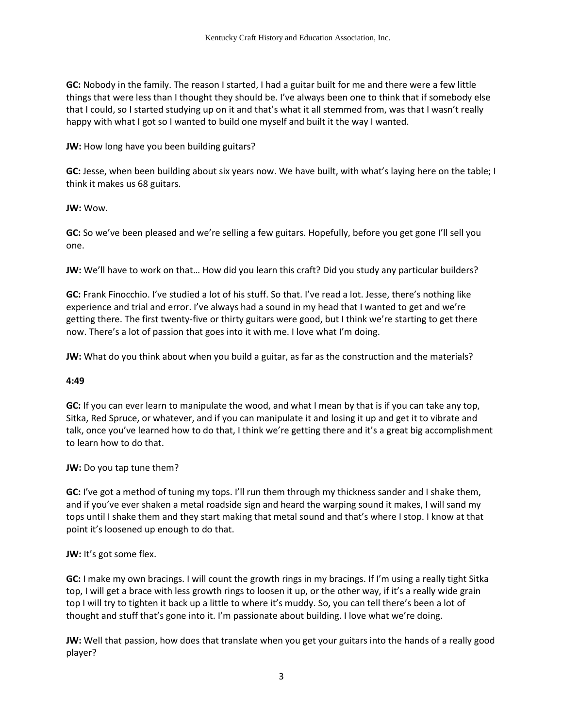**GC:** Nobody in the family. The reason I started, I had a guitar built for me and there were a few little things that were less than I thought they should be. I've always been one to think that if somebody else that I could, so I started studying up on it and that's what it all stemmed from, was that I wasn't really happy with what I got so I wanted to build one myself and built it the way I wanted.

**JW:** How long have you been building guitars?

**GC:** Jesse, when been building about six years now. We have built, with what's laying here on the table; I think it makes us 68 guitars.

**JW:** Wow.

**GC:** So we've been pleased and we're selling a few guitars. Hopefully, before you get gone I'll sell you one.

**JW:** We'll have to work on that… How did you learn this craft? Did you study any particular builders?

**GC:** Frank Finocchio. I've studied a lot of his stuff. So that. I've read a lot. Jesse, there's nothing like experience and trial and error. I've always had a sound in my head that I wanted to get and we're getting there. The first twenty-five or thirty guitars were good, but I think we're starting to get there now. There's a lot of passion that goes into it with me. I love what I'm doing.

**JW:** What do you think about when you build a guitar, as far as the construction and the materials?

**4:49**

**GC:** If you can ever learn to manipulate the wood, and what I mean by that is if you can take any top, Sitka, Red Spruce, or whatever, and if you can manipulate it and losing it up and get it to vibrate and talk, once you've learned how to do that, I think we're getting there and it's a great big accomplishment to learn how to do that.

**JW:** Do you tap tune them?

**GC:** I've got a method of tuning my tops. I'll run them through my thickness sander and I shake them, and if you've ever shaken a metal roadside sign and heard the warping sound it makes, I will sand my tops until I shake them and they start making that metal sound and that's where I stop. I know at that point it's loosened up enough to do that.

**JW:** It's got some flex.

**GC:** I make my own bracings. I will count the growth rings in my bracings. If I'm using a really tight Sitka top, I will get a brace with less growth rings to loosen it up, or the other way, if it's a really wide grain top I will try to tighten it back up a little to where it's muddy. So, you can tell there's been a lot of thought and stuff that's gone into it. I'm passionate about building. I love what we're doing.

**JW:** Well that passion, how does that translate when you get your guitars into the hands of a really good player?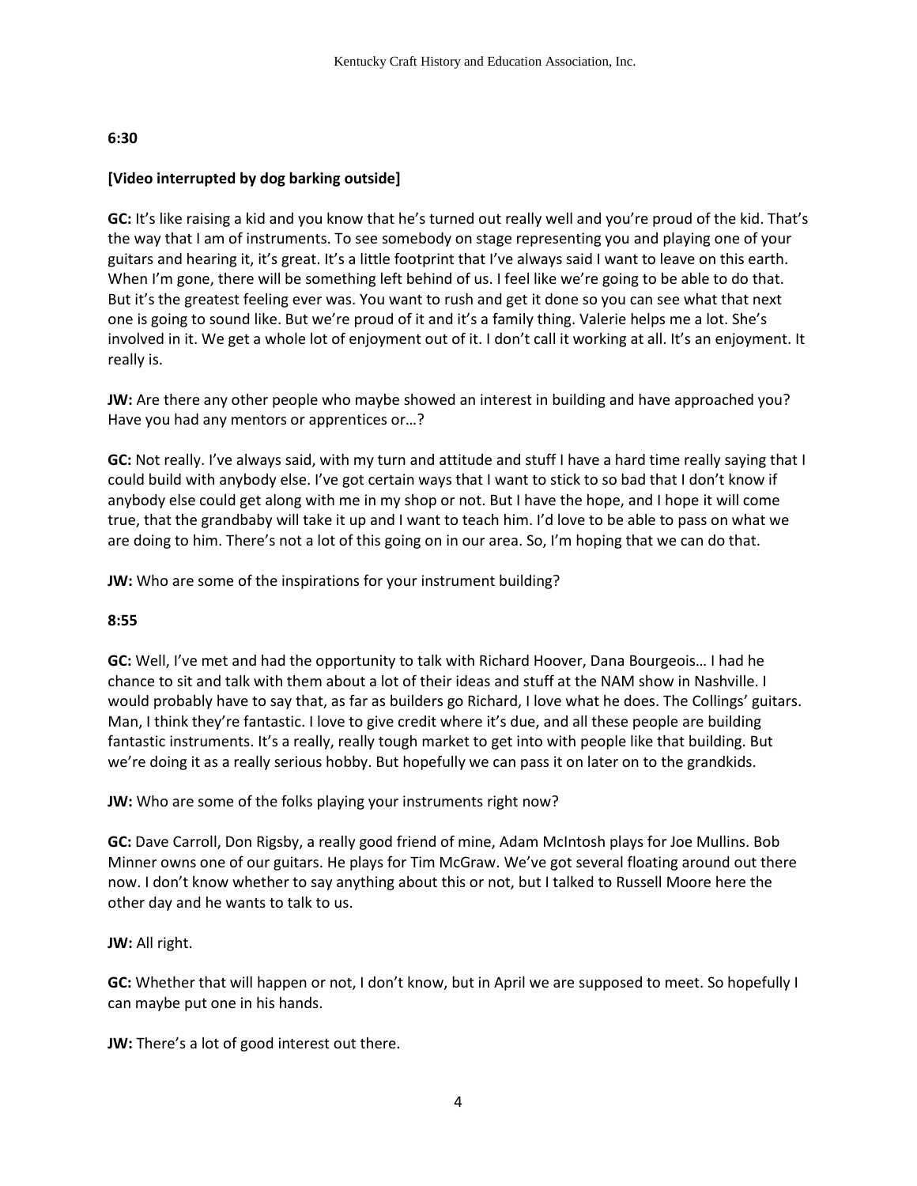**6:30**

**[Video interrupted by dog barking outside]**

**GC:** It's like raising a kid and you know that he's turned out really well and you're proud of the kid. That's the way that I am of instruments. To see somebody on stage representing you and playing one of your guitars and hearing it, it's great. It's a little footprint that I've always said I want to leave on this earth. When I'm gone, there will be something left behind of us. I feel like we're going to be able to do that. But it's the greatest feeling ever was. You want to rush and get it done so you can see what that next one is going to sound like. But we're proud of it and it's a family thing. Valerie helps me a lot. She's involved in it. We get a whole lot of enjoyment out of it. I don't call it working at all. It's an enjoyment. It really is.

**JW:** Are there any other people who maybe showed an interest in building and have approached you? Have you had any mentors or apprentices or…?

**GC:** Not really. I've always said, with my turn and attitude and stuff I have a hard time really saying that I could build with anybody else. I've got certain ways that I want to stick to so bad that I don't know if anybody else could get along with me in my shop or not. But I have the hope, and I hope it will come true, that the grandbaby will take it up and I want to teach him. I'd love to be able to pass on what we are doing to him. There's not a lot of this going on in our area. So, I'm hoping that we can do that.

**JW:** Who are some of the inspirations for your instrument building?

**8:55**

**GC:** Well, I've met and had the opportunity to talk with Richard Hoover, Dana Bourgeois… I had he chance to sit and talk with them about a lot of their ideas and stuff at the NAM show in Nashville. I would probably have to say that, as far as builders go Richard, I love what he does. The Collings' guitars. Man, I think they're fantastic. I love to give credit where it's due, and all these people are building fantastic instruments. It's a really, really tough market to get into with people like that building. But we're doing it as a really serious hobby. But hopefully we can pass it on later on to the grandkids.

**JW:** Who are some of the folks playing your instruments right now?

**GC:** Dave Carroll, Don Rigsby, a really good friend of mine, Adam McIntosh plays for Joe Mullins. Bob Minner owns one of our guitars. He plays for Tim McGraw. We've got several floating around out there now. I don't know whether to say anything about this or not, but I talked to Russell Moore here the other day and he wants to talk to us.

**JW:** All right.

**GC:** Whether that will happen or not, I don't know, but in April we are supposed to meet. So hopefully I can maybe put one in his hands.

**JW:** There's a lot of good interest out there.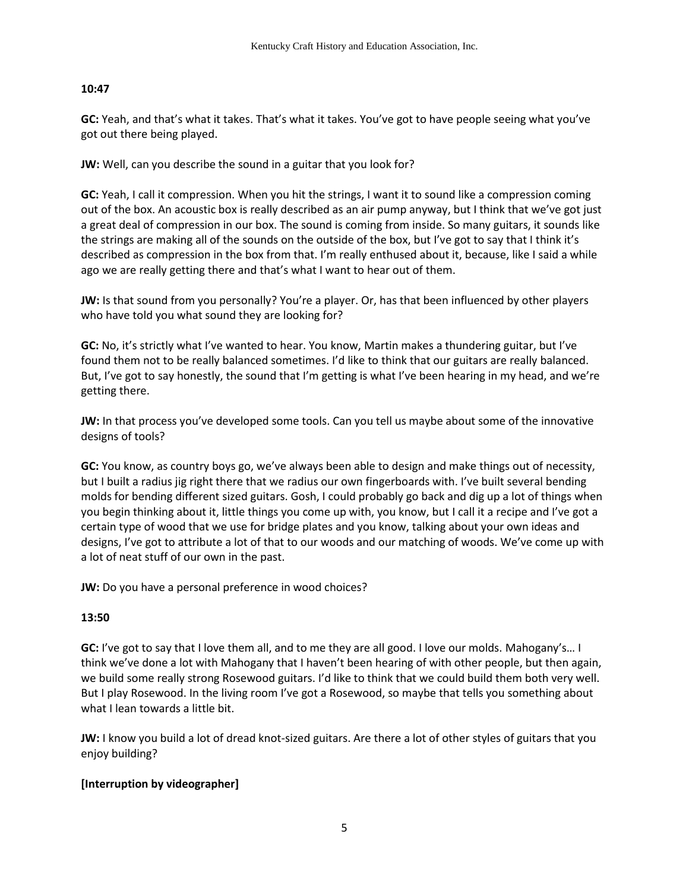**10:47**

**GC:** Yeah, and that's what it takes. That's what it takes. You've got to have people seeing what you've got out there being played.

**JW:** Well, can you describe the sound in a guitar that you look for?

**GC:** Yeah, I call it compression. When you hit the strings, I want it to sound like a compression coming out of the box. An acoustic box is really described as an air pump anyway, but I think that we've got just a great deal of compression in our box. The sound is coming from inside. So many guitars, it sounds like the strings are making all of the sounds on the outside of the box, but I've got to say that I think it's described as compression in the box from that. I'm really enthused about it, because, like I said a while ago we are really getting there and that's what I want to hear out of them.

**JW:** Is that sound from you personally? You're a player. Or, has that been influenced by other players who have told you what sound they are looking for?

**GC:** No, it's strictly what I've wanted to hear. You know, Martin makes a thundering guitar, but I've found them not to be really balanced sometimes. I'd like to think that our guitars are really balanced. But, I've got to say honestly, the sound that I'm getting is what I've been hearing in my head, and we're getting there.

**JW:** In that process you've developed some tools. Can you tell us maybe about some of the innovative designs of tools?

**GC:** You know, as country boys go, we've always been able to design and make things out of necessity, but I built a radius jig right there that we radius our own fingerboards with. I've built several bending molds for bending different sized guitars. Gosh, I could probably go back and dig up a lot of things when you begin thinking about it, little things you come up with, you know, but I call it a recipe and I've got a certain type of wood that we use for bridge plates and you know, talking about your own ideas and designs, I've got to attribute a lot of that to our woods and our matching of woods. We've come up with a lot of neat stuff of our own in the past.

**JW:** Do you have a personal preference in wood choices?

**13:50**

**GC:** I've got to say that I love them all, and to me they are all good. I love our molds. Mahogany's… I think we've done a lot with Mahogany that I haven't been hearing of with other people, but then again, we build some really strong Rosewood guitars. I'd like to think that we could build them both very well. But I play Rosewood. In the living room I've got a Rosewood, so maybe that tells you something about what I lean towards a little bit.

**JW:** I know you build a lot of dread knot-sized guitars. Are there a lot of other styles of guitars that you enjoy building?

**[Interruption by videographer]**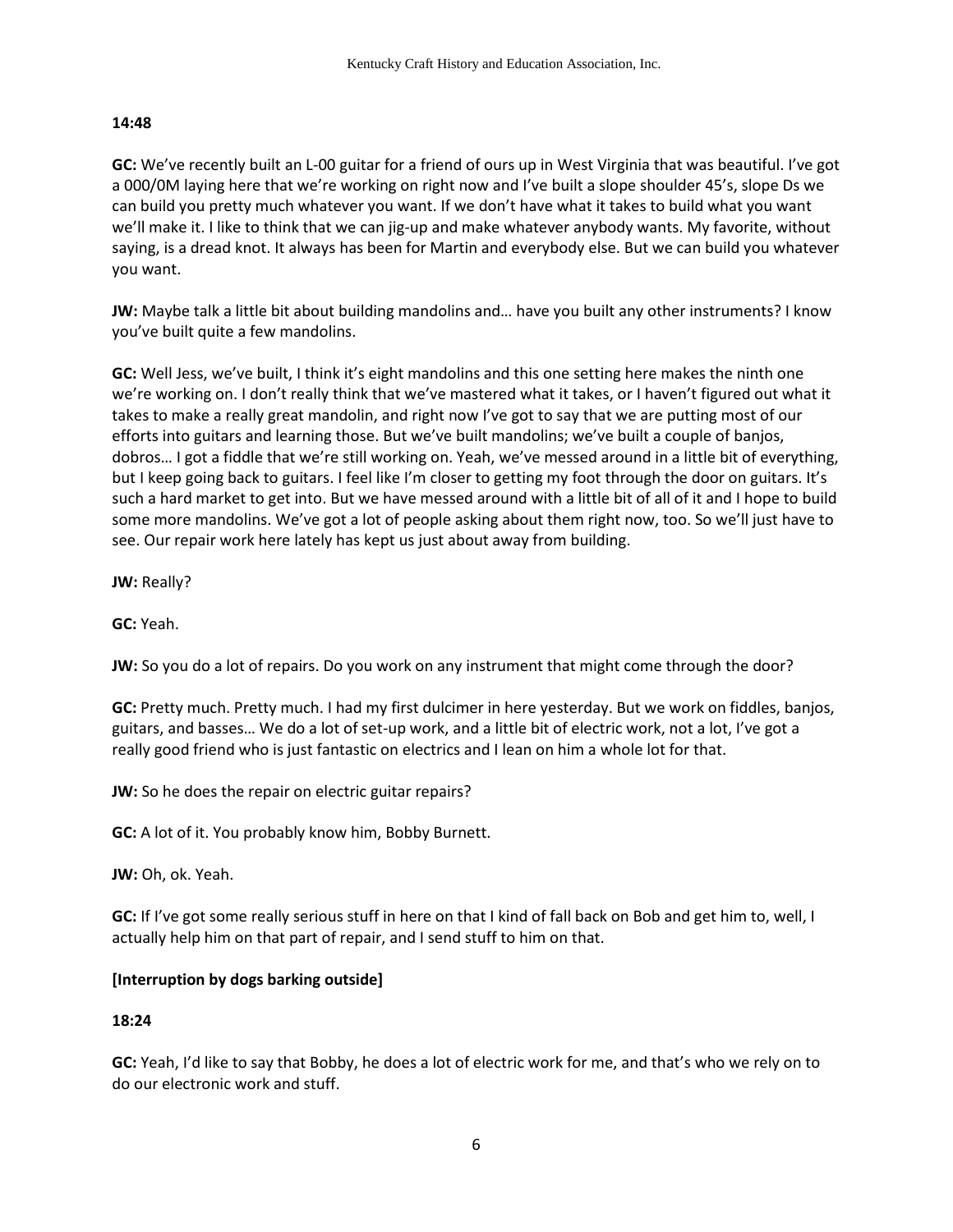**14:48**

**GC:** We've recently built an L-00 guitar for a friend of ours up in West Virginia that was beautiful. I've got a 000/0M laying here that we're working on right now and I've built a slope shoulder 45's, slope Ds we can build you pretty much whatever you want. If we don't have what it takes to build what you want we'll make it. I like to think that we can jig-up and make whatever anybody wants. My favorite, without saying, is a dread knot. It always has been for Martin and everybody else. But we can build you whatever you want.

**JW:** Maybe talk a little bit about building mandolins and… have you built any other instruments? I know you've built quite a few mandolins.

**GC:** Well Jess, we've built, I think it's eight mandolins and this one setting here makes the ninth one we're working on. I don't really think that we've mastered what it takes, or I haven't figured out what it takes to make a really great mandolin, and right now I've got to say that we are putting most of our efforts into guitars and learning those. But we've built mandolins; we've built a couple of banjos, dobros… I got a fiddle that we're still working on. Yeah, we've messed around in a little bit of everything, but I keep going back to guitars. I feel like I'm closer to getting my foot through the door on guitars. It's such a hard market to get into. But we have messed around with a little bit of all of it and I hope to build some more mandolins. We've got a lot of people asking about them right now, too. So we'll just have to see. Our repair work here lately has kept us just about away from building.

**JW:** Really?

**GC:** Yeah.

**JW:** So you do a lot of repairs. Do you work on any instrument that might come through the door?

**GC:** Pretty much. Pretty much. I had my first dulcimer in here yesterday. But we work on fiddles, banjos, guitars, and basses… We do a lot of set-up work, and a little bit of electric work, not a lot, I've got a really good friend who is just fantastic on electrics and I lean on him a whole lot for that.

**JW:** So he does the repair on electric guitar repairs?

**GC:** A lot of it. You probably know him, Bobby Burnett.

**JW:** Oh, ok. Yeah.

**GC:** If I've got some really serious stuff in here on that I kind of fall back on Bob and get him to, well, I actually help him on that part of repair, and I send stuff to him on that.

**[Interruption by dogs barking outside]**

**18:24**

**GC:** Yeah, I'd like to say that Bobby, he does a lot of electric work for me, and that's who we rely on to do our electronic work and stuff.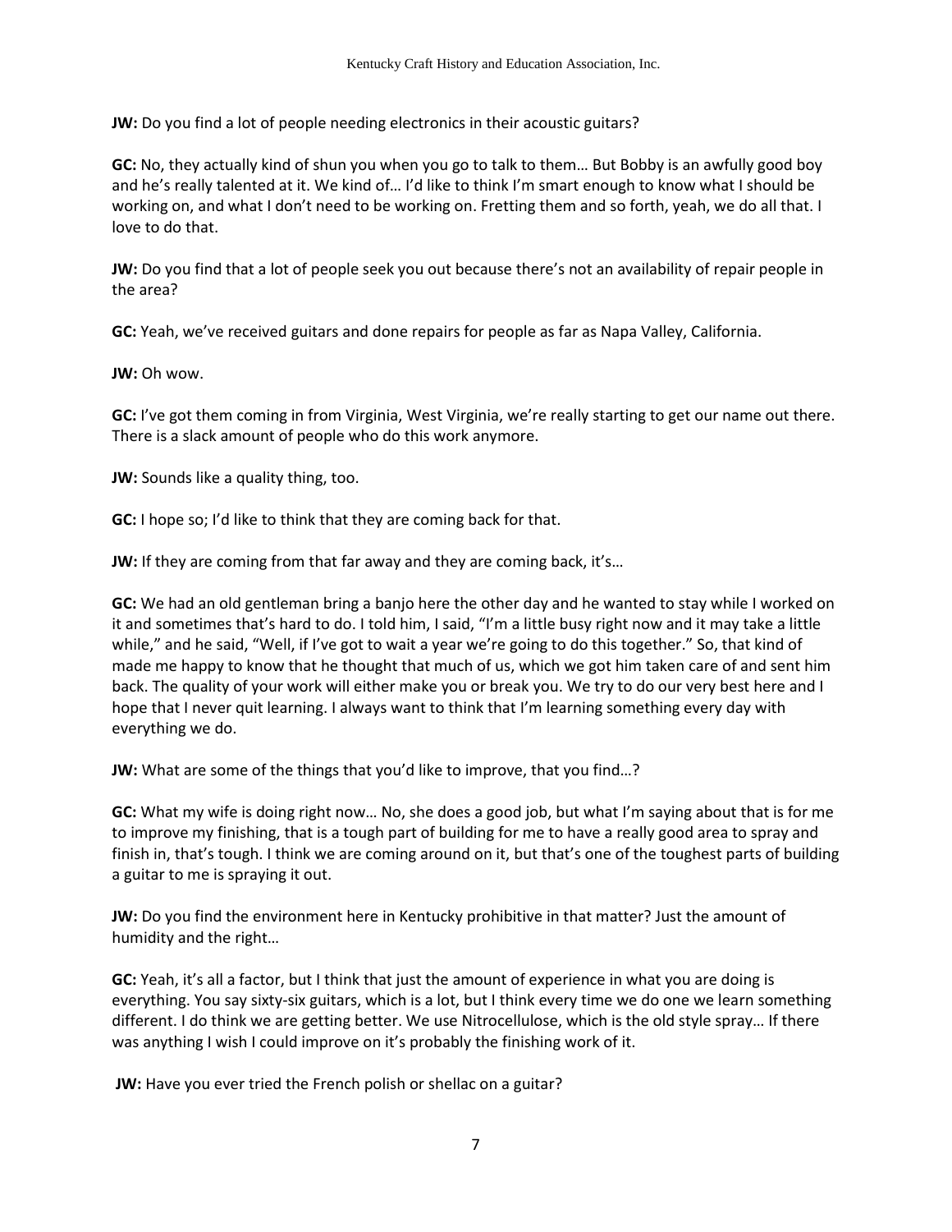**JW:** Do you find a lot of people needing electronics in their acoustic guitars?

**GC:** No, they actually kind of shun you when you go to talk to them… But Bobby is an awfully good boy and he's really talented at it. We kind of… I'd like to think I'm smart enough to know what I should be working on, and what I don't need to be working on. Fretting them and so forth, yeah, we do all that. I love to do that.

**JW:** Do you find that a lot of people seek you out because there's not an availability of repair people in the area?

**GC:** Yeah, we've received guitars and done repairs for people as far as Napa Valley, California.

**JW:** Oh wow.

**GC:** I've got them coming in from Virginia, West Virginia, we're really starting to get our name out there. There is a slack amount of people who do this work anymore.

**JW:** Sounds like a quality thing, too.

**GC:** I hope so; I'd like to think that they are coming back for that.

**JW:** If they are coming from that far away and they are coming back, it's…

**GC:** We had an old gentleman bring a banjo here the other day and he wanted to stay while I worked on it and sometimes that's hard to do. I told him, I said, "I'm a little busy right now and it may take a little while," and he said, "Well, if I've got to wait a year we're going to do this together." So, that kind of made me happy to know that he thought that much of us, which we got him taken care of and sent him back. The quality of your work will either make you or break you. We try to do our very best here and I hope that I never quit learning. I always want to think that I'm learning something every day with everything we do.

**JW:** What are some of the things that you'd like to improve, that you find…?

**GC:** What my wife is doing right now… No, she does a good job, but what I'm saying about that is for me to improve my finishing, that is a tough part of building for me to have a really good area to spray and finish in, that's tough. I think we are coming around on it, but that's one of the toughest parts of building a guitar to me is spraying it out.

**JW:** Do you find the environment here in Kentucky prohibitive in that matter? Just the amount of humidity and the right…

**GC:** Yeah, it's all a factor, but I think that just the amount of experience in what you are doing is everything. You say sixty-six guitars, which is a lot, but I think every time we do one we learn something different. I do think we are getting better. We use Nitrocellulose, which is the old style spray… If there was anything I wish I could improve on it's probably the finishing work of it.

**JW:** Have you ever tried the French polish or shellac on a guitar?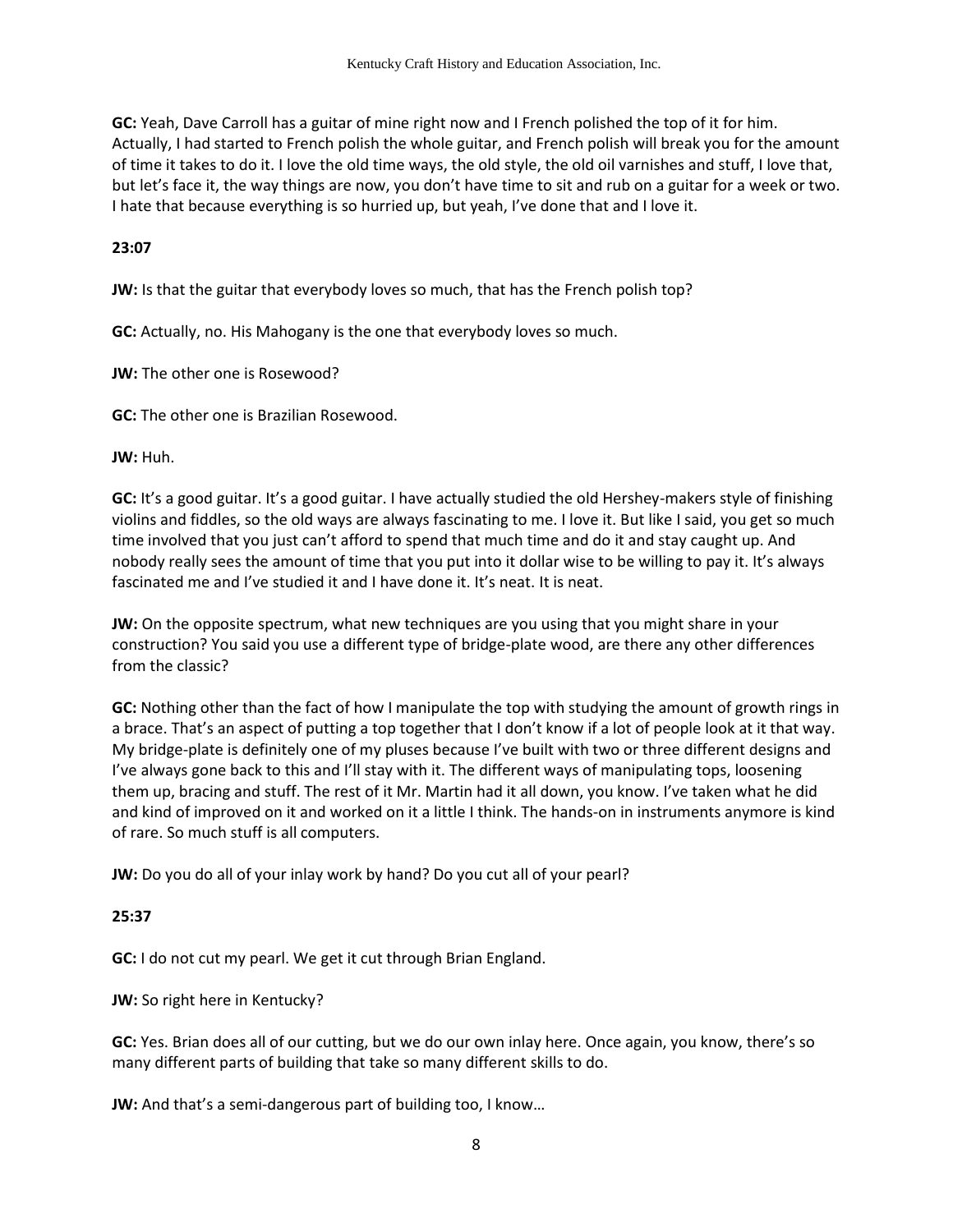**GC:** Yeah, Dave Carroll has a guitar of mine right now and I French polished the top of it for him. Actually, I had started to French polish the whole guitar, and French polish will break you for the amount of time it takes to do it. I love the old time ways, the old style, the old oil varnishes and stuff, I love that, but let's face it, the way things are now, you don't have time to sit and rub on a guitar for a week or two. I hate that because everything is so hurried up, but yeah, I've done that and I love it.

**23:07**

**JW:** Is that the guitar that everybody loves so much, that has the French polish top?

**GC:** Actually, no. His Mahogany is the one that everybody loves so much.

**JW:** The other one is Rosewood?

**GC:** The other one is Brazilian Rosewood.

**JW:** Huh.

**GC:** It's a good guitar. It's a good guitar. I have actually studied the old Hershey-makers style of finishing violins and fiddles, so the old ways are always fascinating to me. I love it. But like I said, you get so much time involved that you just can't afford to spend that much time and do it and stay caught up. And nobody really sees the amount of time that you put into it dollar wise to be willing to pay it. It's always fascinated me and I've studied it and I have done it. It's neat. It is neat.

**JW:** On the opposite spectrum, what new techniques are you using that you might share in your construction? You said you use a different type of bridge-plate wood, are there any other differences from the classic?

**GC:** Nothing other than the fact of how I manipulate the top with studying the amount of growth rings in a brace. That's an aspect of putting a top together that I don't know if a lot of people look at it that way. My bridge-plate is definitely one of my pluses because I've built with two or three different designs and I've always gone back to this and I'll stay with it. The different ways of manipulating tops, loosening them up, bracing and stuff. The rest of it Mr. Martin had it all down, you know. I've taken what he did and kind of improved on it and worked on it a little I think. The hands-on in instruments anymore is kind of rare. So much stuff is all computers.

**JW:** Do you do all of your inlay work by hand? Do you cut all of your pearl?

**25:37**

**GC:** I do not cut my pearl. We get it cut through Brian England.

**JW:** So right here in Kentucky?

**GC:** Yes. Brian does all of our cutting, but we do our own inlay here. Once again, you know, there's so many different parts of building that take so many different skills to do.

**JW:** And that's a semi-dangerous part of building too, I know…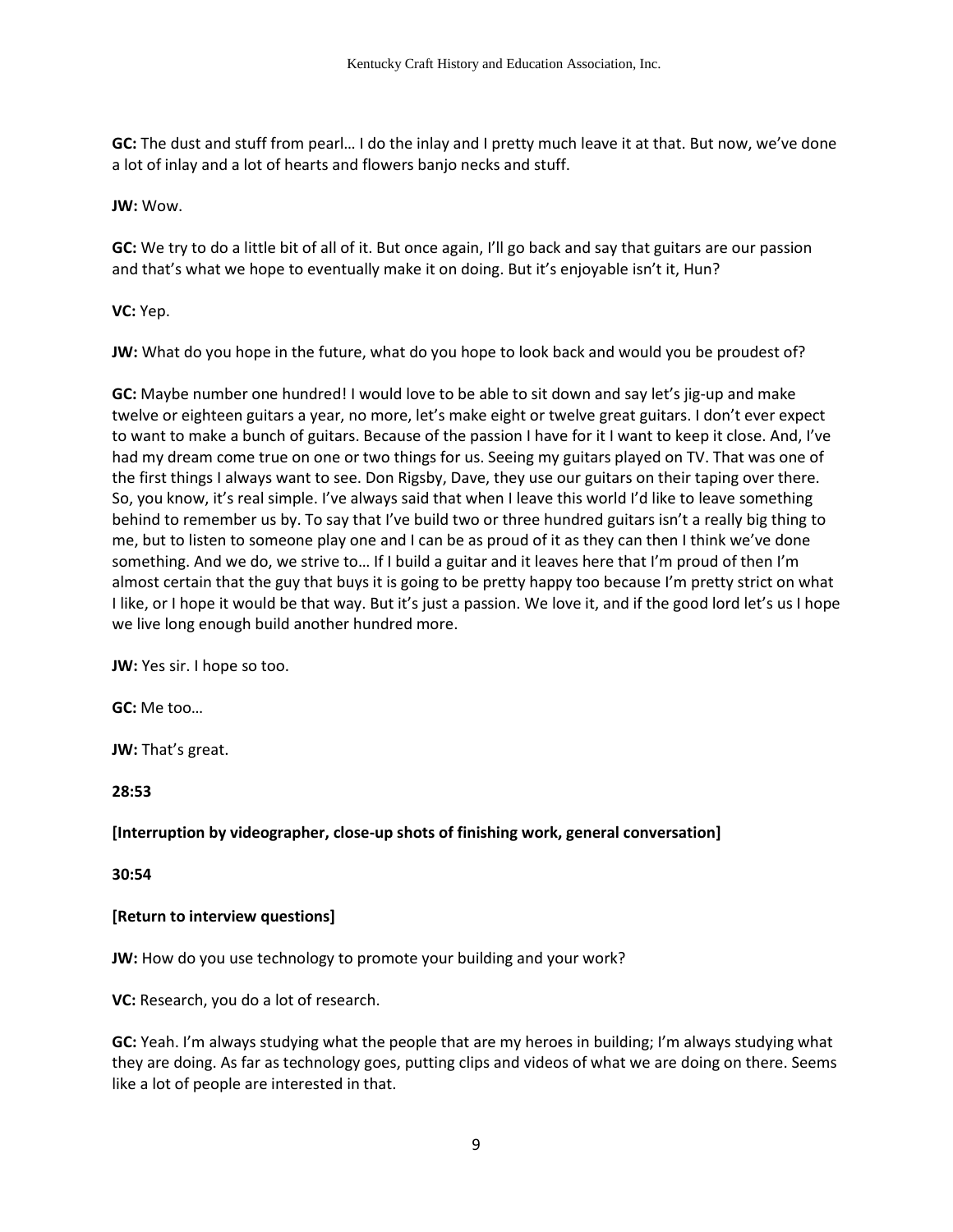**GC:** The dust and stuff from pearl… I do the inlay and I pretty much leave it at that. But now, we've done a lot of inlay and a lot of hearts and flowers banjo necks and stuff.

**JW:** Wow.

**GC:** We try to do a little bit of all of it. But once again, I'll go back and say that guitars are our passion and that's what we hope to eventually make it on doing. But it's enjoyable isn't it, Hun?

**VC:** Yep.

**JW:** What do you hope in the future, what do you hope to look back and would you be proudest of?

**GC:** Maybe number one hundred! I would love to be able to sit down and say let's jig-up and make twelve or eighteen guitars a year, no more, let's make eight or twelve great guitars. I don't ever expect to want to make a bunch of guitars. Because of the passion I have for it I want to keep it close. And, I've had my dream come true on one or two things for us. Seeing my guitars played on TV. That was one of the first things I always want to see. Don Rigsby, Dave, they use our guitars on their taping over there. So, you know, it's real simple. I've always said that when I leave this world I'd like to leave something behind to remember us by. To say that I've build two or three hundred guitars isn't a really big thing to me, but to listen to someone play one and I can be as proud of it as they can then I think we've done something. And we do, we strive to… If I build a guitar and it leaves here that I'm proud of then I'm almost certain that the guy that buys it is going to be pretty happy too because I'm pretty strict on what I like, or I hope it would be that way. But it's just a passion. We love it, and if the good lord let's us I hope we live long enough build another hundred more.

**JW:** Yes sir. I hope so too.

**GC:** Me too…

**JW:** That's great.

**28:53**

**[Interruption by videographer, close-up shots of finishing work, general conversation]**

**30:54**

**[Return to interview questions]**

**JW:** How do you use technology to promote your building and your work?

**VC:** Research, you do a lot of research.

**GC:** Yeah. I'm always studying what the people that are my heroes in building; I'm always studying what they are doing. As far as technology goes, putting clips and videos of what we are doing on there. Seems like a lot of people are interested in that.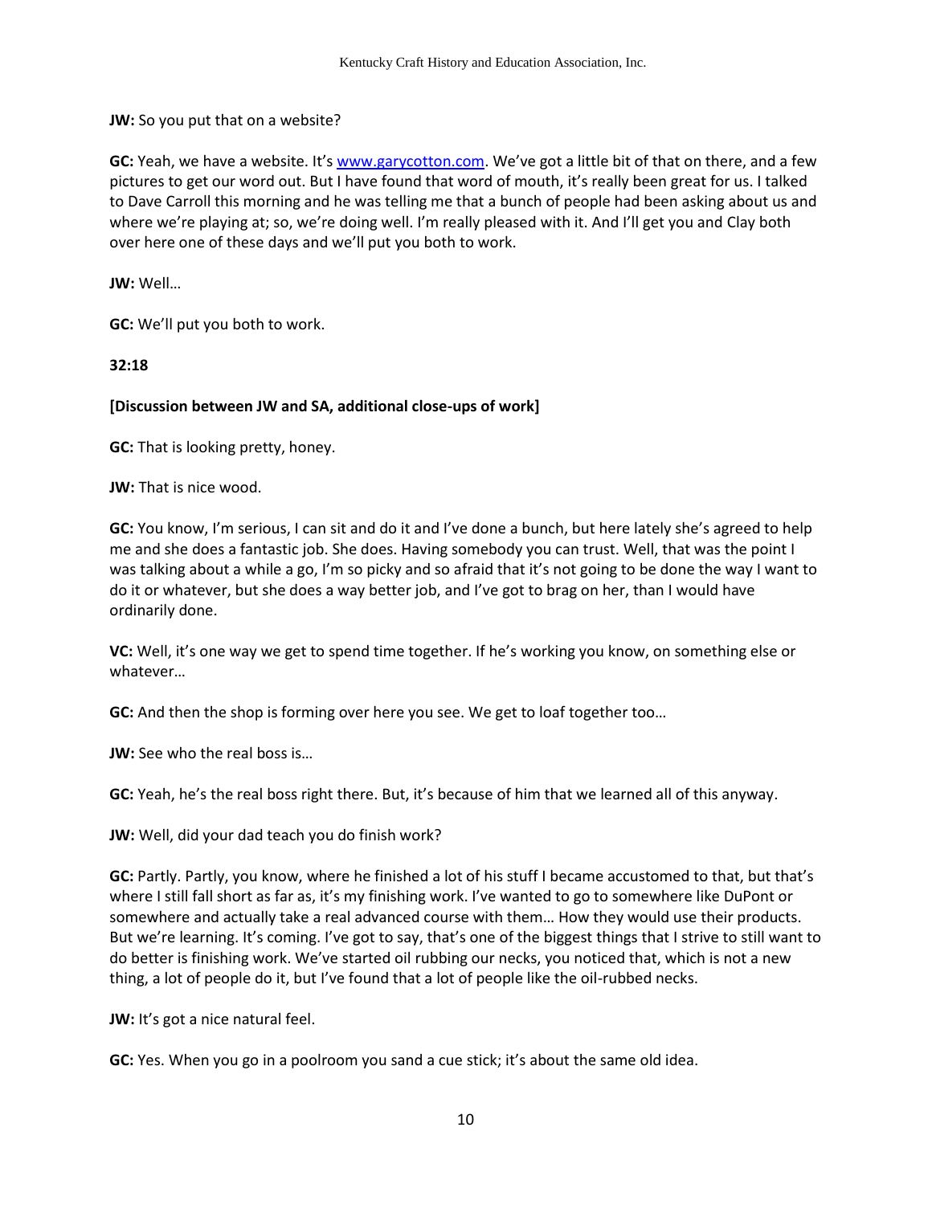**JW:** So you put that on a website?

**GC:** Yeah, we have a website. It's [www.garycotton.com](http://www.garycotton.com). We've got a little bit of that on there, and a few pictures to get our word out. But I have found that word of mouth, it's really been great for us. I talked to Dave Carroll this morning and he was telling me that a bunch of people had been asking about us and where we're playing at; so, we're doing well. I'm really pleased with it. And I'll get you and Clay both over here one of these days and we'll put you both to work.

**JW:** Well…

**GC:** We'll put you both to work.

**32:18**

**[Discussion between JW and SA, additional close-ups of work]**

**GC:** That is looking pretty, honey.

**JW:** That is nice wood.

**GC:** You know, I'm serious, I can sit and do it and I've done a bunch, but here lately she's agreed to help me and she does a fantastic job. She does. Having somebody you can trust. Well, that was the point I was talking about a while a go, I'm so picky and so afraid that it's not going to be done the way I want to do it or whatever, but she does a way better job, and I've got to brag on her, than I would have ordinarily done.

**VC:** Well, it's one way we get to spend time together. If he's working you know, on something else or whatever…

**GC:** And then the shop is forming over here you see. We get to loaf together too…

**JW:** See who the real boss is…

**GC:** Yeah, he's the real boss right there. But, it's because of him that we learned all of this anyway.

**JW:** Well, did your dad teach you do finish work?

**GC:** Partly. Partly, you know, where he finished a lot of his stuff I became accustomed to that, but that's where I still fall short as far as, it's my finishing work. I've wanted to go to somewhere like DuPont or somewhere and actually take a real advanced course with them… How they would use their products. But we're learning. It's coming. I've got to say, that's one of the biggest things that I strive to still want to do better is finishing work. We've started oil rubbing our necks, you noticed that, which is not a new thing, a lot of people do it, but I've found that a lot of people like the oil-rubbed necks.

**JW:** It's got a nice natural feel.

**GC:** Yes. When you go in a poolroom you sand a cue stick; it's about the same old idea.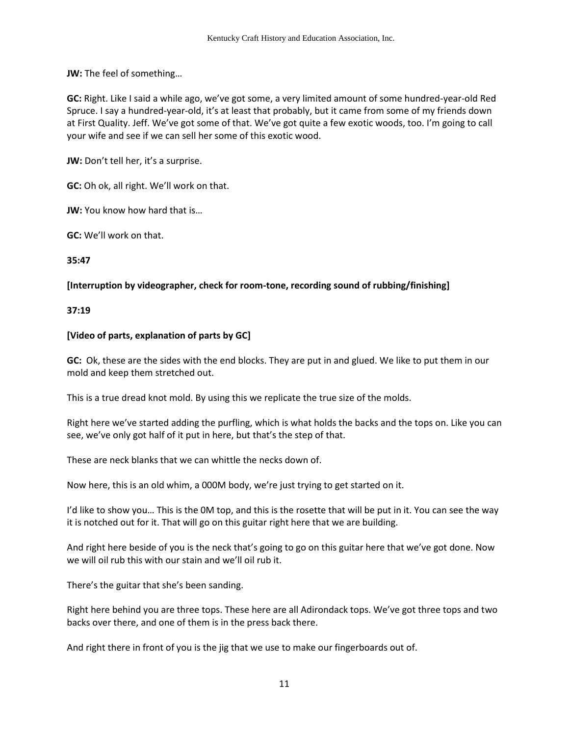**JW:** The feel of something…

**GC:** Right. Like I said a while ago, we've got some, a very limited amount of some hundred-year-old Red Spruce. I say a hundred-year-old, it's at least that probably, but it came from some of my friends down at First Quality. Jeff. We've got some of that. We've got quite a few exotic woods, too. I'm going to call your wife and see if we can sell her some of this exotic wood.

**JW:** Don't tell her, it's a surprise.

**GC:** Oh ok, all right. We'll work on that.

**JW:** You know how hard that is…

**GC:** We'll work on that.

**35:47**

**[Interruption by videographer, check for room-tone, recording sound of rubbing/finishing]**

**37:19**

**[Video of parts, explanation of parts by GC]**

**GC:** Ok, these are the sides with the end blocks. They are put in and glued. We like to put them in our mold and keep them stretched out.

This is a true dread knot mold. By using this we replicate the true size of the molds.

Right here we've started adding the purfling, which is what holds the backs and the tops on. Like you can see, we've only got half of it put in here, but that's the step of that.

These are neck blanks that we can whittle the necks down of.

Now here, this is an old whim, a 000M body, we're just trying to get started on it.

I'd like to show you… This is the 0M top, and this is the rosette that will be put in it. You can see the way it is notched out for it. That will go on this guitar right here that we are building.

And right here beside of you is the neck that's going to go on this guitar here that we've got done. Now we will oil rub this with our stain and we'll oil rub it.

There's the guitar that she's been sanding.

Right here behind you are three tops. These here are all Adirondack tops. We've got three tops and two backs over there, and one of them is in the press back there.

And right there in front of you is the jig that we use to make our fingerboards out of.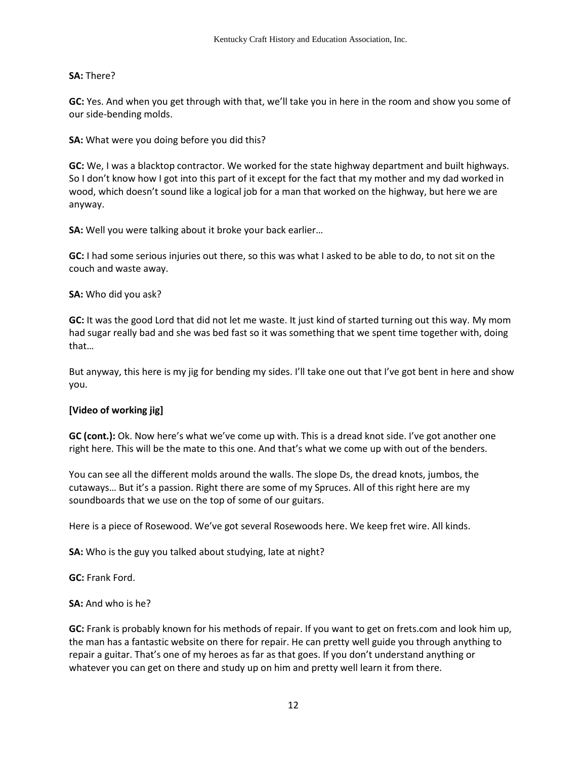**SA:** There?

**GC:** Yes. And when you get through with that, we'll take you in here in the room and show you some of our side-bending molds.

**SA:** What were you doing before you did this?

**GC:** We, I was a blacktop contractor. We worked for the state highway department and built highways. So I don't know how I got into this part of it except for the fact that my mother and my dad worked in wood, which doesn't sound like a logical job for a man that worked on the highway, but here we are anyway.

**SA:** Well you were talking about it broke your back earlier…

**GC:** I had some serious injuries out there, so this was what I asked to be able to do, to not sit on the couch and waste away.

**SA:** Who did you ask?

**GC:** It was the good Lord that did not let me waste. It just kind of started turning out this way. My mom had sugar really bad and she was bed fast so it was something that we spent time together with, doing that…

But anyway, this here is my jig for bending my sides. I'll take one out that I've got bent in here and show you.

**[Video of working jig]**

**GC (cont.):** Ok. Now here's what we've come up with. This is a dread knot side. I've got another one right here. This will be the mate to this one. And that's what we come up with out of the benders.

You can see all the different molds around the walls. The slope Ds, the dread knots, jumbos, the cutaways… But it's a passion. Right there are some of my Spruces. All of this right here are my soundboards that we use on the top of some of our guitars.

Here is a piece of Rosewood. We've got several Rosewoods here. We keep fret wire. All kinds.

**SA:** Who is the guy you talked about studying, late at night?

**GC:** Frank Ford.

**SA:** And who is he?

**GC:** Frank is probably known for his methods of repair. If you want to get on frets.com and look him up, the man has a fantastic website on there for repair. He can pretty well guide you through anything to repair a guitar. That's one of my heroes as far as that goes. If you don't understand anything or whatever you can get on there and study up on him and pretty well learn it from there.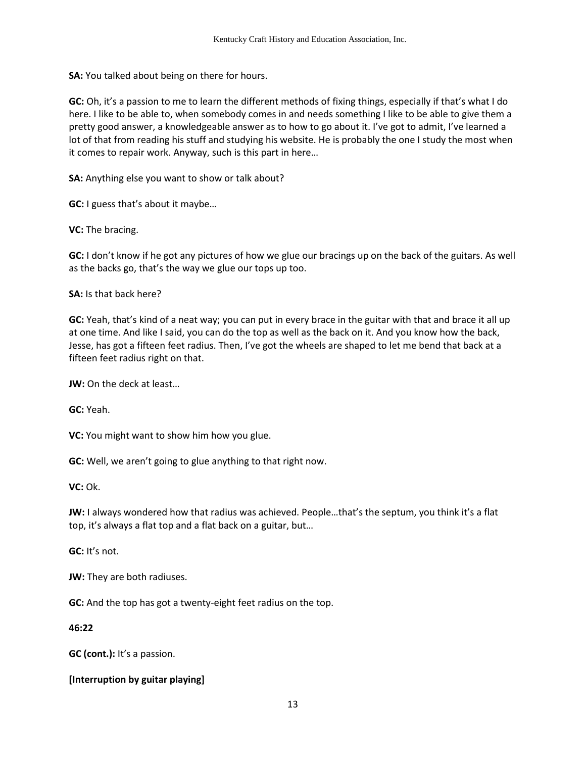**SA:** You talked about being on there for hours.

**GC:** Oh, it's a passion to me to learn the different methods of fixing things, especially if that's what I do here. I like to be able to, when somebody comes in and needs something I like to be able to give them a pretty good answer, a knowledgeable answer as to how to go about it. I've got to admit, I've learned a lot of that from reading his stuff and studying his website. He is probably the one I study the most when it comes to repair work. Anyway, such is this part in here…

**SA:** Anything else you want to show or talk about?

**GC:** I guess that's about it maybe…

**VC:** The bracing.

**GC:** I don't know if he got any pictures of how we glue our bracings up on the back of the guitars. As well as the backs go, that's the way we glue our tops up too.

**SA:** Is that back here?

**GC:** Yeah, that's kind of a neat way; you can put in every brace in the guitar with that and brace it all up at one time. And like I said, you can do the top as well as the back on it. And you know how the back, Jesse, has got a fifteen feet radius. Then, I've got the wheels are shaped to let me bend that back at a fifteen feet radius right on that.

**JW:** On the deck at least…

**GC:** Yeah.

**VC:** You might want to show him how you glue.

**GC:** Well, we aren't going to glue anything to that right now.

**VC:** Ok.

**JW:** I always wondered how that radius was achieved. People…that's the septum, you think it's a flat top, it's always a flat top and a flat back on a guitar, but…

**GC:** It's not.

**JW:** They are both radiuses.

**GC:** And the top has got a twenty-eight feet radius on the top.

**46:22**

**GC (cont.):** It's a passion.

**[Interruption by guitar playing]**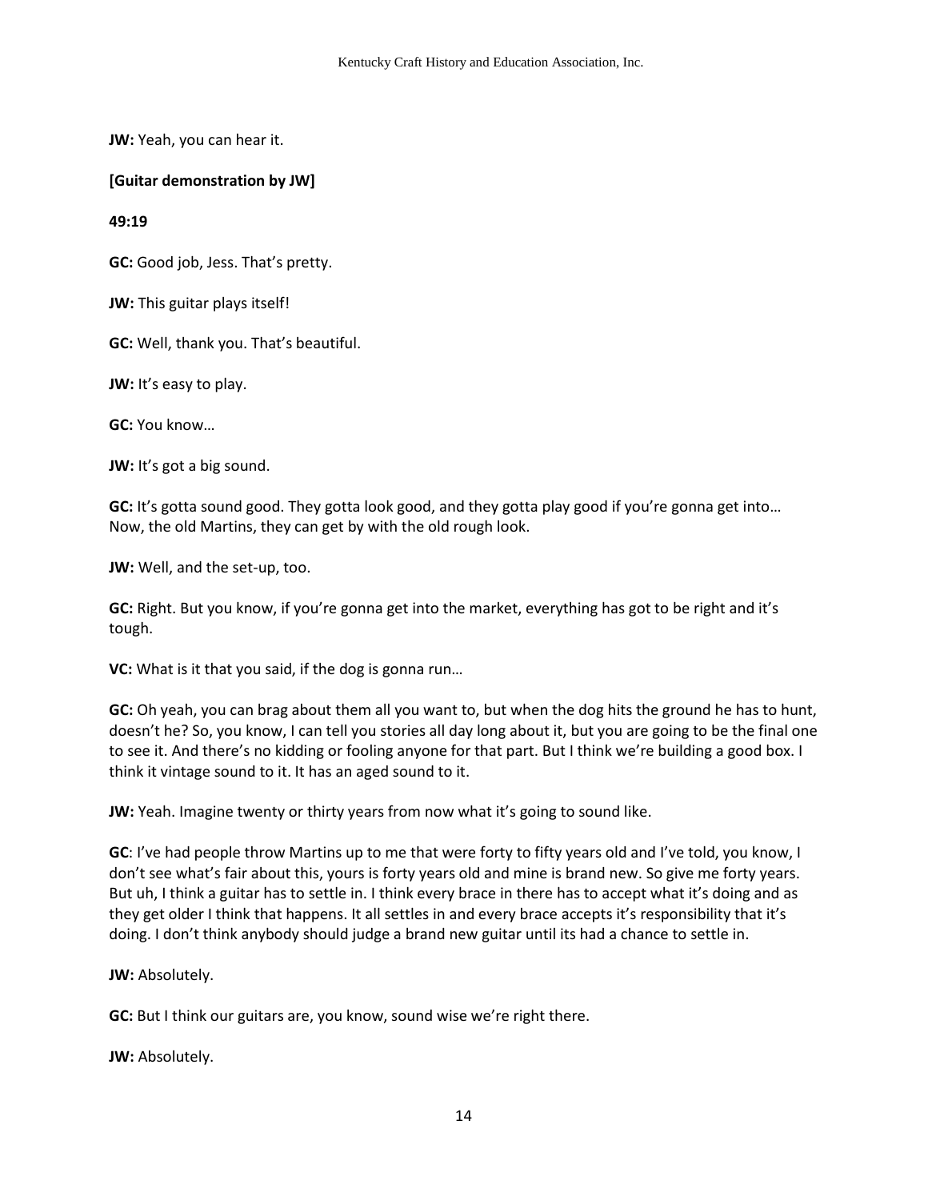**JW:** Yeah, you can hear it.

**[Guitar demonstration by JW]**

**49:19**

**GC:** Good job, Jess. That's pretty.

**JW:** This guitar plays itself!

**GC:** Well, thank you. That's beautiful.

**JW:** It's easy to play.

**GC:** You know…

**JW:** It's got a big sound.

**GC:** It's gotta sound good. They gotta look good, and they gotta play good if you're gonna get into… Now, the old Martins, they can get by with the old rough look.

**JW:** Well, and the set-up, too.

**GC:** Right. But you know, if you're gonna get into the market, everything has got to be right and it's tough.

**VC:** What is it that you said, if the dog is gonna run…

**GC:** Oh yeah, you can brag about them all you want to, but when the dog hits the ground he has to hunt, doesn't he? So, you know, I can tell you stories all day long about it, but you are going to be the final one to see it. And there's no kidding or fooling anyone for that part. But I think we're building a good box. I think it vintage sound to it. It has an aged sound to it.

**JW:** Yeah. Imagine twenty or thirty years from now what it's going to sound like.

**GC**: I've had people throw Martins up to me that were forty to fifty years old and I've told, you know, I don't see what's fair about this, yours is forty years old and mine is brand new. So give me forty years. But uh, I think a guitar has to settle in. I think every brace in there has to accept what it's doing and as they get older I think that happens. It all settles in and every brace accepts it's responsibility that it's doing. I don't think anybody should judge a brand new guitar until its had a chance to settle in.

**JW:** Absolutely.

**GC:** But I think our guitars are, you know, sound wise we're right there.

**JW:** Absolutely.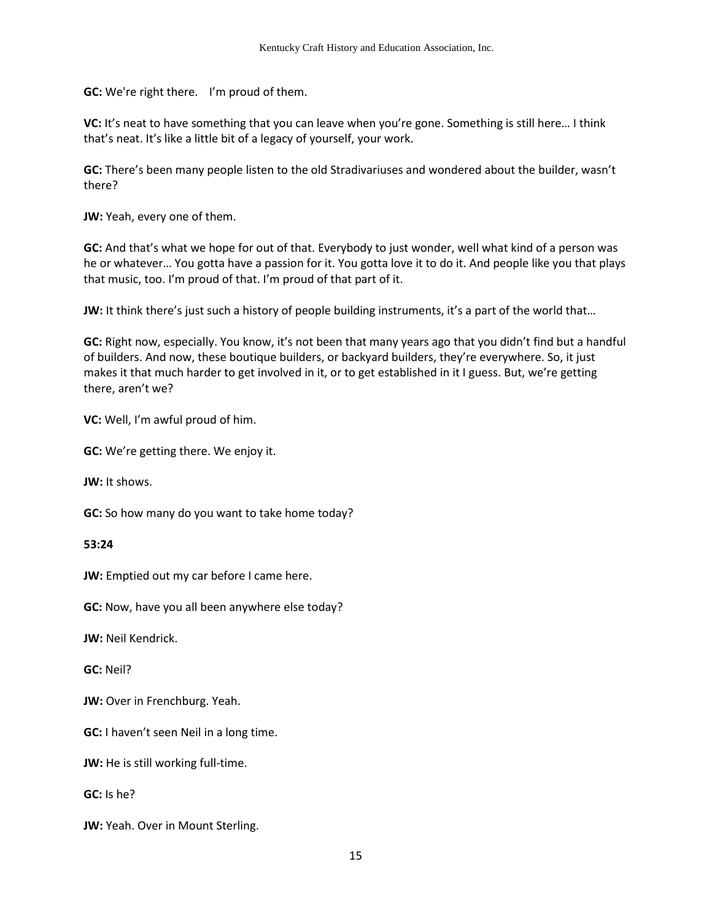**GC:** We're right there.    I'm proud of them.

**VC:** It's neat to have something that you can leave when you're gone. Something is still here… I think that's neat. It's like a little bit of a legacy of yourself, your work.

**GC:** There's been many people listen to the old Stradivariuses and wondered about the builder, wasn't there?

**JW:** Yeah, every one of them.

**GC:** And that's what we hope for out of that. Everybody to just wonder, well what kind of a person was he or whatever… You gotta have a passion for it. You gotta love it to do it. And people like you that plays that music, too. I'm proud of that. I'm proud of that part of it.

**JW:** It think there's just such a history of people building instruments, it's a part of the world that…

**GC:** Right now, especially. You know, it's not been that many years ago that you didn't find but a handful of builders. And now, these boutique builders, or backyard builders, they're everywhere. So, it just makes it that much harder to get involved in it, or to get established in it I guess. But, we're getting there, aren't we?

**VC:** Well, I'm awful proud of him.

**GC:** We're getting there. We enjoy it.

**JW:** It shows.

**GC:** So how many do you want to take home today?

**53:24**

**JW:** Emptied out my car before I came here.

**GC:** Now, have you all been anywhere else today?

**JW:** Neil Kendrick.

**GC:** Neil?

**JW:** Over in Frenchburg. Yeah.

**GC:** I haven't seen Neil in a long time.

**JW:** He is still working full-time.

**GC:** Is he?

**JW:** Yeah. Over in Mount Sterling.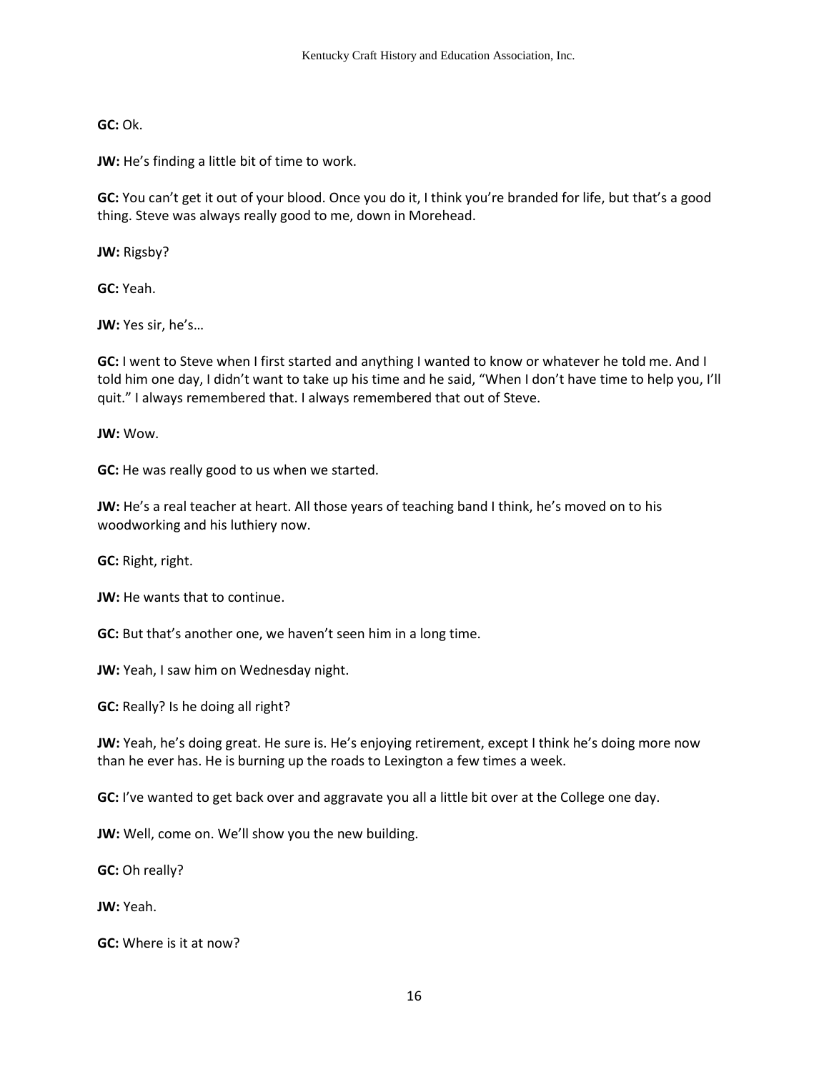**GC:** Ok.

**JW:** He's finding a little bit of time to work.

**GC:** You can't get it out of your blood. Once you do it, I think you're branded for life, but that's a good thing. Steve was always really good to me, down in Morehead.

**JW:** Rigsby?

**GC:** Yeah.

**JW:** Yes sir, he's…

**GC:** I went to Steve when I first started and anything I wanted to know or whatever he told me. And I told him one day, I didn't want to take up his time and he said, "When I don't have time to help you, I'll quit." I always remembered that. I always remembered that out of Steve.

**JW:** Wow.

**GC:** He was really good to us when we started.

**JW:** He's a real teacher at heart. All those years of teaching band I think, he's moved on to his woodworking and his luthiery now.

**GC:** Right, right.

**JW:** He wants that to continue.

**GC:** But that's another one, we haven't seen him in a long time.

**JW:** Yeah, I saw him on Wednesday night.

**GC:** Really? Is he doing all right?

**JW:** Yeah, he's doing great. He sure is. He's enjoying retirement, except I think he's doing more now than he ever has. He is burning up the roads to Lexington a few times a week.

**GC:** I've wanted to get back over and aggravate you all a little bit over at the College one day.

**JW:** Well, come on. We'll show you the new building.

**GC:** Oh really?

**JW:** Yeah.

**GC:** Where is it at now?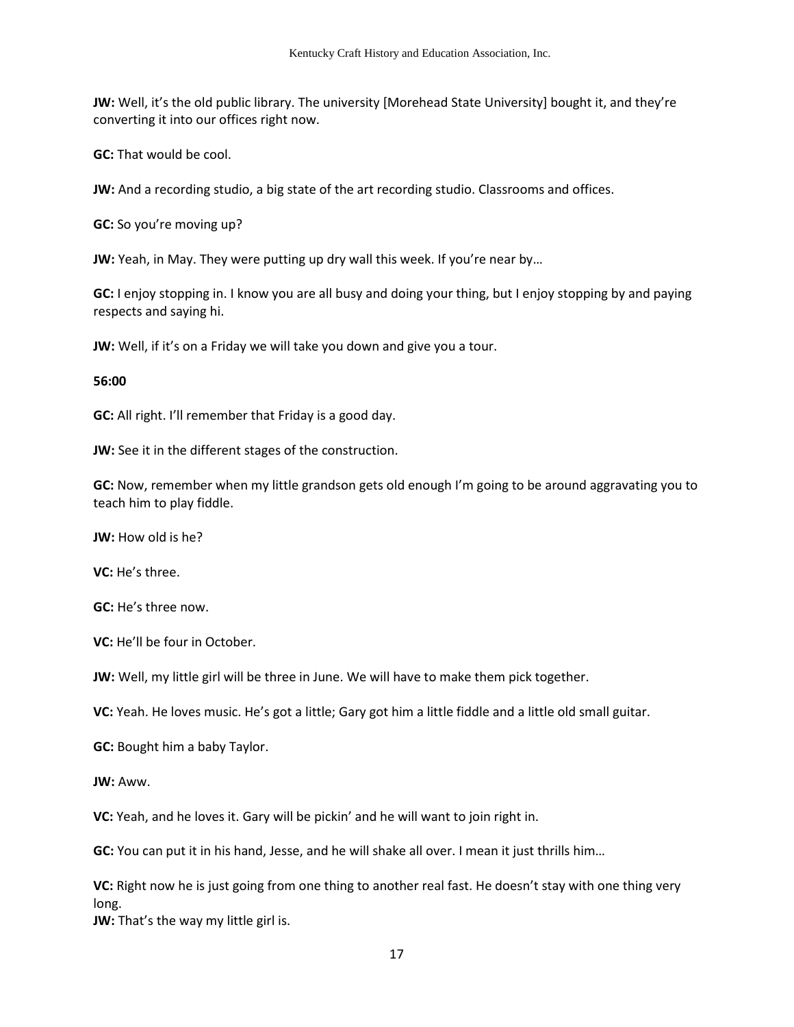**JW:** Well, it's the old public library. The university [Morehead State University] bought it, and they're converting it into our offices right now.

**GC:** That would be cool.

**JW:** And a recording studio, a big state of the art recording studio. Classrooms and offices.

**GC:** So you're moving up?

**JW:** Yeah, in May. They were putting up dry wall this week. If you're near by…

**GC:** I enjoy stopping in. I know you are all busy and doing your thing, but I enjoy stopping by and paying respects and saying hi.

**JW:** Well, if it's on a Friday we will take you down and give you a tour.

**56:00**

**GC:** All right. I'll remember that Friday is a good day.

**JW:** See it in the different stages of the construction.

**GC:** Now, remember when my little grandson gets old enough I'm going to be around aggravating you to teach him to play fiddle.

**JW:** How old is he?

**VC:** He's three.

**GC:** He's three now.

**VC:** He'll be four in October.

**JW:** Well, my little girl will be three in June. We will have to make them pick together.

**VC:** Yeah. He loves music. He's got a little; Gary got him a little fiddle and a little old small guitar.

**GC:** Bought him a baby Taylor.

**JW:** Aww.

**VC:** Yeah, and he loves it. Gary will be pickin' and he will want to join right in.

**GC:** You can put it in his hand, Jesse, and he will shake all over. I mean it just thrills him…

**VC:** Right now he is just going from one thing to another real fast. He doesn't stay with one thing very long.

**JW:** That's the way my little girl is.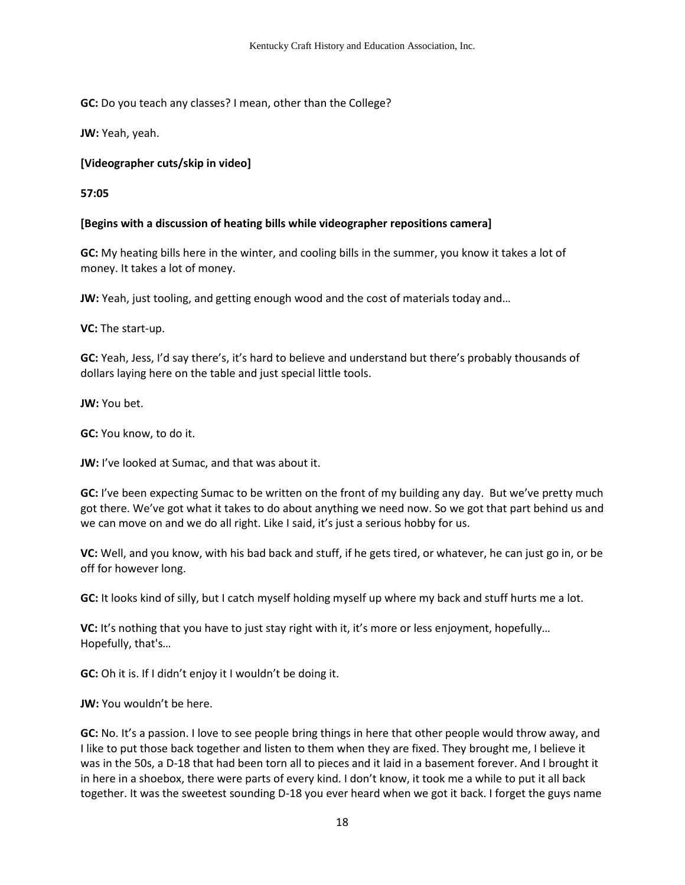**GC:** Do you teach any classes? I mean, other than the College?

**JW:** Yeah, yeah.

**[Videographer cuts/skip in video]**

**57:05**

**[Begins with a discussion of heating bills while videographer repositions camera]**

**GC:** My heating bills here in the winter, and cooling bills in the summer, you know it takes a lot of money. It takes a lot of money.

**JW:** Yeah, just tooling, and getting enough wood and the cost of materials today and…

**VC:** The start-up.

**GC:** Yeah, Jess, I'd say there's, it's hard to believe and understand but there's probably thousands of dollars laying here on the table and just special little tools.

**JW:** You bet.

**GC:** You know, to do it.

**JW:** I've looked at Sumac, and that was about it.

**GC:** I've been expecting Sumac to be written on the front of my building any day. But we've pretty much got there. We've got what it takes to do about anything we need now. So we got that part behind us and we can move on and we do all right. Like I said, it's just a serious hobby for us.

**VC:** Well, and you know, with his bad back and stuff, if he gets tired, or whatever, he can just go in, or be off for however long.

**GC:** It looks kind of silly, but I catch myself holding myself up where my back and stuff hurts me a lot.

**VC:** It's nothing that you have to just stay right with it, it's more or less enjoyment, hopefully… Hopefully, that's…

**GC:** Oh it is. If I didn't enjoy it I wouldn't be doing it.

**JW:** You wouldn't be here.

**GC:** No. It's a passion. I love to see people bring things in here that other people would throw away, and I like to put those back together and listen to them when they are fixed. They brought me, I believe it was in the 50s, a D-18 that had been torn all to pieces and it laid in a basement forever. And I brought it in here in a shoebox, there were parts of every kind. I don't know, it took me a while to put it all back together. It was the sweetest sounding D-18 you ever heard when we got it back. I forget the guys name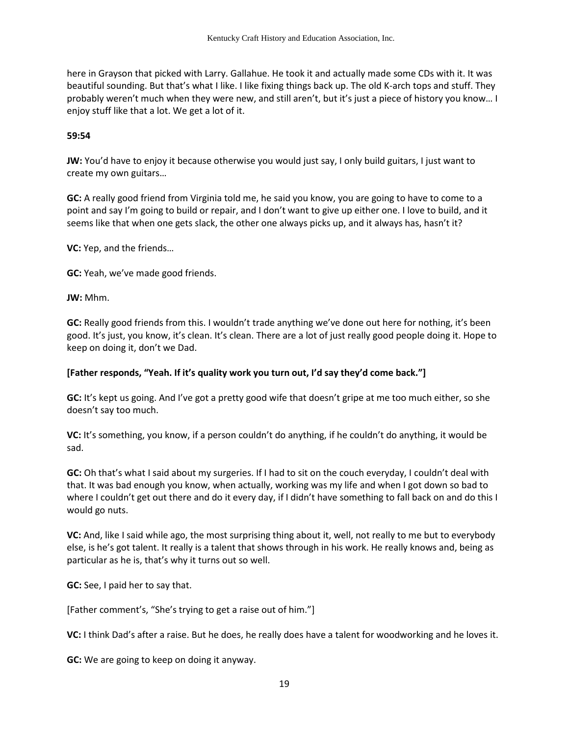here in Grayson that picked with Larry. Gallahue. He took it and actually made some CDs with it. It was beautiful sounding. But that's what I like. I like fixing things back up. The old K-arch tops and stuff. They probably weren't much when they were new, and still aren't, but it's just a piece of history you know… I enjoy stuff like that a lot. We get a lot of it.

**59:54**

**JW:** You'd have to enjoy it because otherwise you would just say, I only build guitars, I just want to create my own guitars…

**GC:** A really good friend from Virginia told me, he said you know, you are going to have to come to a point and say I'm going to build or repair, and I don't want to give up either one. I love to build, and it seems like that when one gets slack, the other one always picks up, and it always has, hasn't it?

**VC:** Yep, and the friends…

**GC:** Yeah, we've made good friends.

**JW:** Mhm.

**GC:** Really good friends from this. I wouldn't trade anything we've done out here for nothing, it's been good. It's just, you know, it's clean. It's clean. There are a lot of just really good people doing it. Hope to keep on doing it, don't we Dad.

**[Father responds, "Yeah. If it's quality work you turn out, I'd say they'd come back."]**

**GC:** It's kept us going. And I've got a pretty good wife that doesn't gripe at me too much either, so she doesn't say too much.

**VC:** It's something, you know, if a person couldn't do anything, if he couldn't do anything, it would be sad.

**GC:** Oh that's what I said about my surgeries. If I had to sit on the couch everyday, I couldn't deal with that. It was bad enough you know, when actually, working was my life and when I got down so bad to where I couldn't get out there and do it every day, if I didn't have something to fall back on and do this I would go nuts.

**VC:** And, like I said while ago, the most surprising thing about it, well, not really to me but to everybody else, is he's got talent. It really is a talent that shows through in his work. He really knows and, being as particular as he is, that's why it turns out so well.

**GC:** See, I paid her to say that.

[Father comment's, "She's trying to get a raise out of him."]

**VC:** I think Dad's after a raise. But he does, he really does have a talent for woodworking and he loves it.

**GC:** We are going to keep on doing it anyway.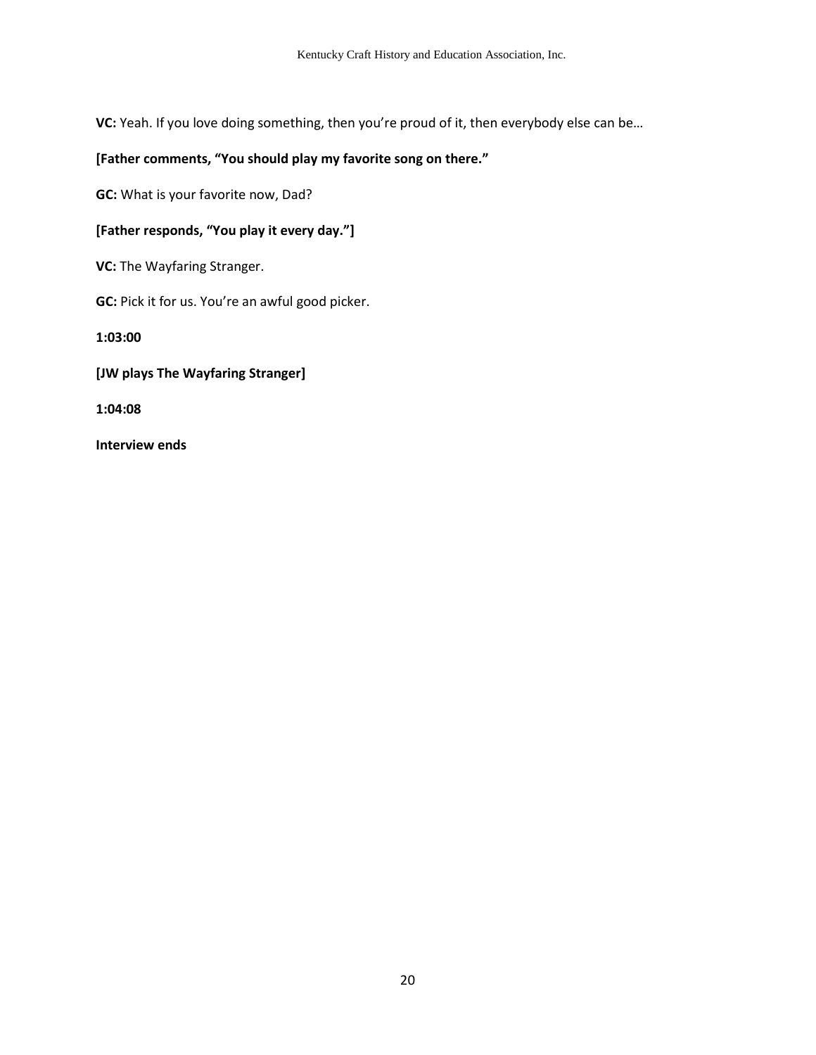**VC:** Yeah. If you love doing something, then you're proud of it, then everybody else can be…

**[Father comments, "You should play my favorite song on there."**

**GC:** What is your favorite now, Dad?

**[Father responds, "You play it every day."]**

**VC:** The Wayfaring Stranger.

**GC:** Pick it for us. You're an awful good picker.

**1:03:00**

**[JW plays The Wayfaring Stranger]**

**1:04:08**

**Interview ends**